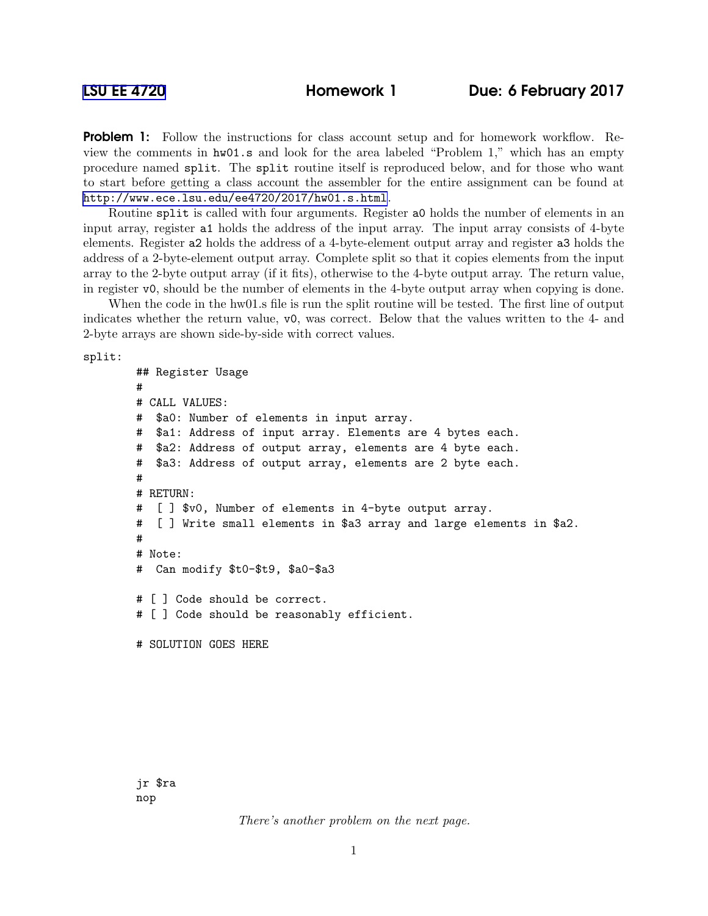[LSU EE 4720](#) **Homework 1** **Due: 6 February 2017**

**Problem 1:** Follow the instructions for class account setup and for homework workflow. Review the comments in `hw01.s` and look for the area labeled "Problem 1," which has an empty procedure named `split`. The `split` routine itself is reproduced below, and for those who want to start before getting a class account the assembler for the entire assignment can be found at http://www.ece.lsu.edu/ee4720/2017/hw01.s.html.

Routine `split` is called with four arguments. Register `a0` holds the number of elements in an input array, register `a1` holds the address of the input array. The input array consists of 4-byte elements. Register `a2` holds the address of a 4-byte-element output array and register `a3` holds the address of a 2-byte-element output array. Complete split so that it copies elements from the input array to the 2-byte output array (if it fits), otherwise to the 4-byte output array. The return value, in register `v0`, should be the number of elements in the 4-byte output array when copying is done.

When the code in the hw01.s file is run the split routine will be tested. The first line of output indicates whether the return value, `v0`, was correct. Below that the values written to the 4- and 2-byte arrays are shown side-by-side with correct values.

```
split:
        ## Register Usage
        #
        # CALL VALUES:
        #  $a0: Number of elements in input array.
        #  $a1: Address of input array. Elements are 4 bytes each.
        #  $a2: Address of output array, elements are 4 byte each.
        #  $a3: Address of output array, elements are 2 byte each.
        #
        # RETURN:
        #  [ ] $v0, Number of elements in 4-byte output array.
        #  [ ] Write small elements in $a3 array and large elements in $a2.
        #
        # Note:
        #  Can modify $t0-$t9, $a0-$a3

        # [ ] Code should be correct.
        # [ ] Code should be reasonably efficient.

        # SOLUTION GOES HERE






        jr $ra
        nop
```

*There's another problem on the next page.*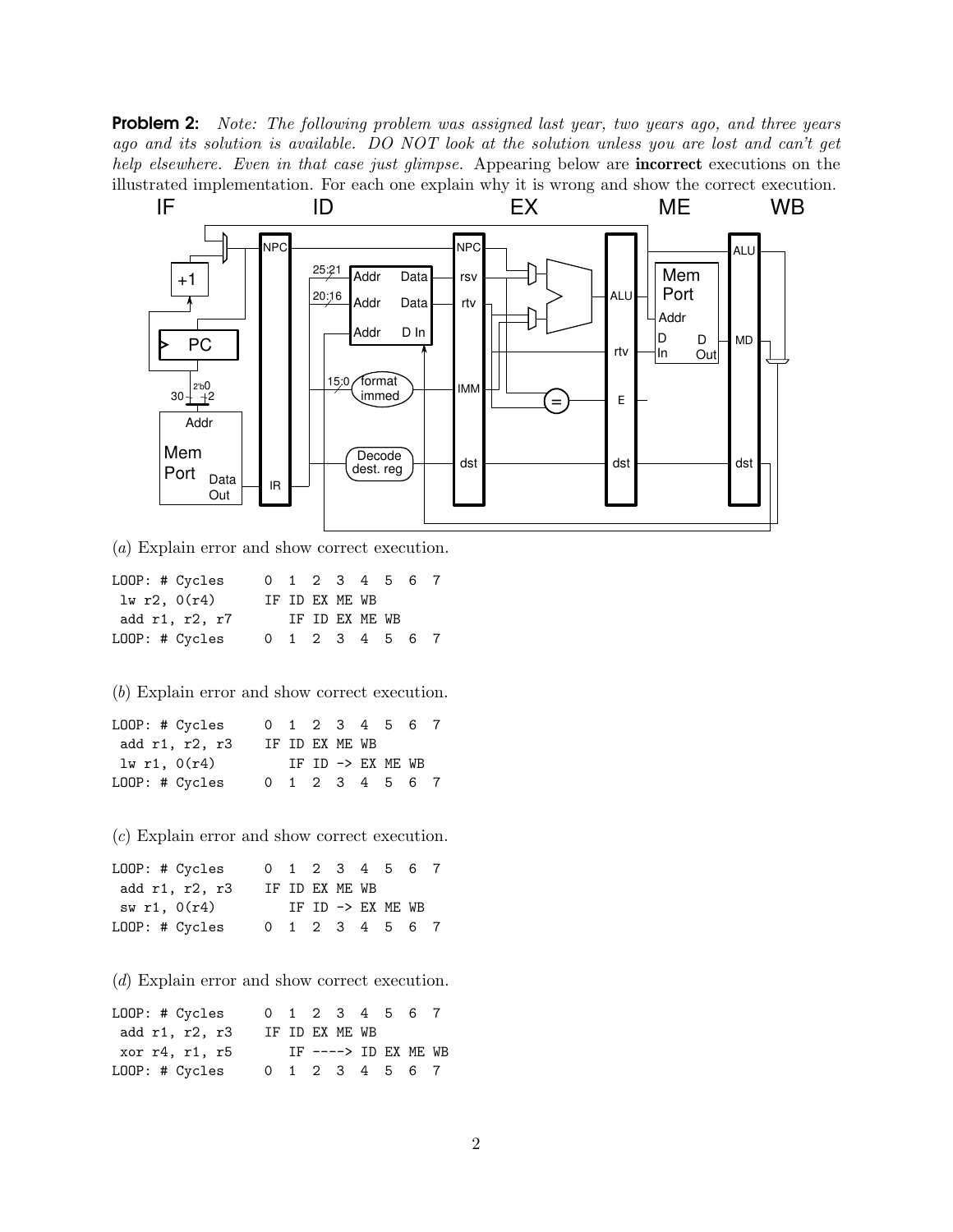**Problem 2:** *Note: The following problem was assigned last year, two years ago, and three years ago and its solution is available. DO NOT look at the solution unless you are lost and can't get help elsewhere. Even in that case just glimpse.* Appearing below are **incorrect** executions on the illustrated implementation. For each one explain why it is wrong and show the correct execution.

IF ID EX ME WB

(*a*) Explain error and show correct execution.

```
LOOP: # Cycles      0  1  2  3  4  5  6  7
 lw r2, 0(r4)       IF ID EX ME WB
 add r1, r2, r7        IF ID EX ME WB
LOOP: # Cycles      0  1  2  3  4  5  6  7
```

(*b*) Explain error and show correct execution.

```
LOOP: # Cycles      0  1  2  3  4  5  6  7
 add r1, r2, r3     IF ID EX ME WB
 lw r1, 0(r4)          IF ID -> EX ME WB
LOOP: # Cycles      0  1  2  3  4  5  6  7
```

(*c*) Explain error and show correct execution.

```
LOOP: # Cycles      0  1  2  3  4  5  6  7
 add r1, r2, r3     IF ID EX ME WB
 sw r1, 0(r4)          IF ID -> EX ME WB
LOOP: # Cycles      0  1  2  3  4  5  6  7
```

(*d*) Explain error and show correct execution.

```
LOOP: # Cycles      0  1  2  3  4  5  6  7
 add r1, r2, r3     IF ID EX ME WB
 xor r4, r1, r5        IF ----> ID EX ME WB
LOOP: # Cycles      0  1  2  3  4  5  6  7
```